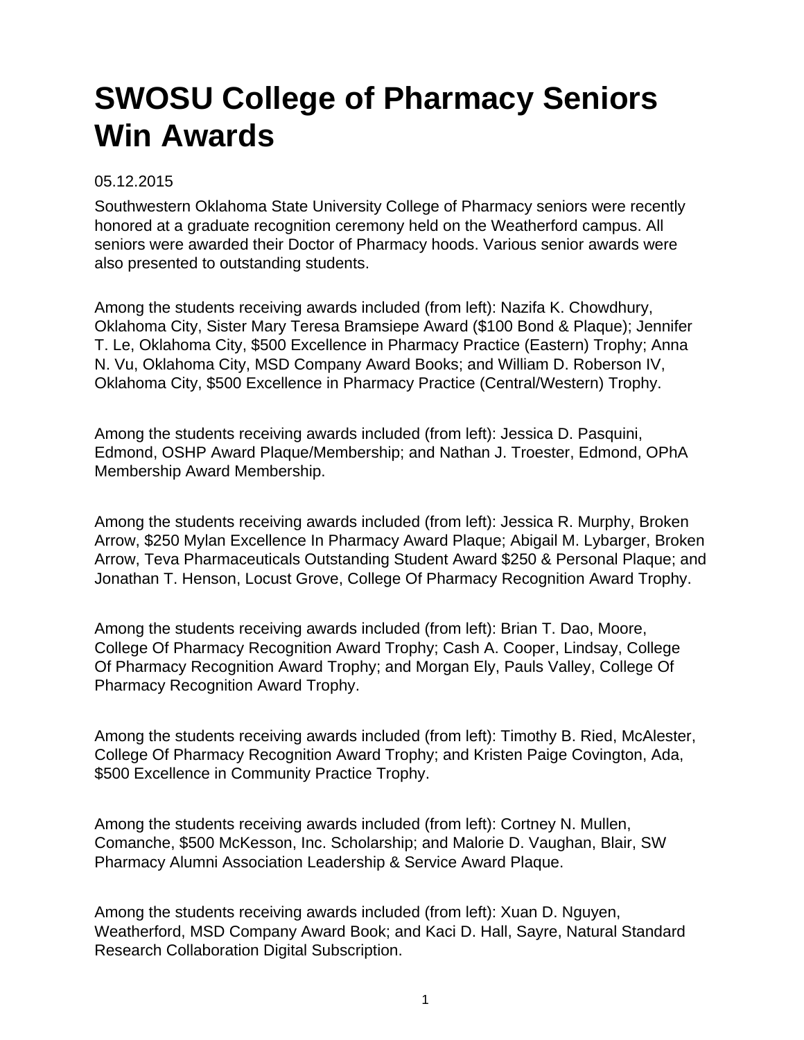# SWOSU College of Pharmacy Seniors Win Awards

05.12.2015

Southwestern Oklahoma State University College of Pharmacy seniors were recently honored at a graduate recognition ceremony held on the Weatherford campus. All seniors were awarded their Doctor of Pharmacy hoods. Various senior awards were also presented to outstanding students.

Among the students receiving awards included (from left): Nazifa K. Chowdhury, Oklahoma City, Sister Mary Teresa Bramsiepe Award ($100 Bond & Plaque); Jennifer T. Le, Oklahoma City, $500 Excellence in Pharmacy Practice (Eastern) Trophy; Anna N. Vu, Oklahoma City, MSD Company Award Books; and William D. Roberson IV, Oklahoma City, $500 Excellence in Pharmacy Practice (Central/Western) Trophy.

Among the students receiving awards included (from left): Jessica D. Pasquini, Edmond, OSHP Award Plaque/Membership; and Nathan J. Troester, Edmond, OPhA Membership Award Membership.

Among the students receiving awards included (from left): Jessica R. Murphy, Broken Arrow, $250 Mylan Excellence In Pharmacy Award Plaque; Abigail M. Lybarger, Broken Arrow, Teva Pharmaceuticals Outstanding Student Award $250 & Personal Plaque; and Jonathan T. Henson, Locust Grove, College Of Pharmacy Recognition Award Trophy.

Among the students receiving awards included (from left): Brian T. Dao, Moore, College Of Pharmacy Recognition Award Trophy; Cash A. Cooper, Lindsay, College Of Pharmacy Recognition Award Trophy; and Morgan Ely, Pauls Valley, College Of Pharmacy Recognition Award Trophy.

Among the students receiving awards included (from left): Timothy B. Ried, McAlester, College Of Pharmacy Recognition Award Trophy; and Kristen Paige Covington, Ada, $500 Excellence in Community Practice Trophy.

Among the students receiving awards included (from left): Cortney N. Mullen, Comanche, $500 McKesson, Inc. Scholarship; and Malorie D. Vaughan, Blair, SW Pharmacy Alumni Association Leadership & Service Award Plaque.

Among the students receiving awards included (from left): Xuan D. Nguyen, Weatherford, MSD Company Award Book; and Kaci D. Hall, Sayre, Natural Standard Research Collaboration Digital Subscription.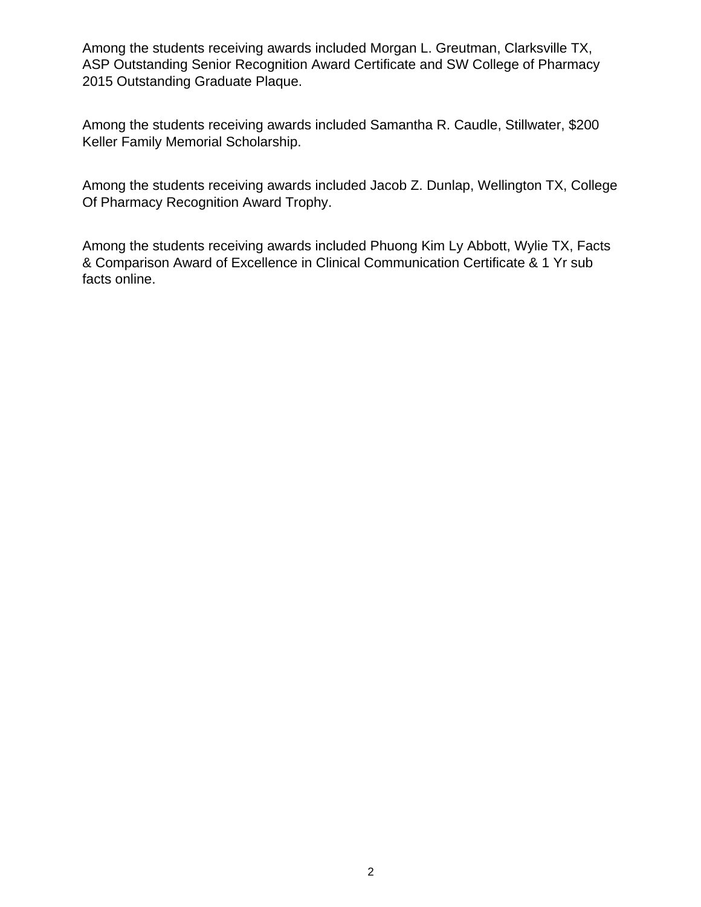Among the students receiving awards included Morgan L. Greutman, Clarksville TX, ASP Outstanding Senior Recognition Award Certificate and SW College of Pharmacy 2015 Outstanding Graduate Plaque.

Among the students receiving awards included Samantha R. Caudle, Stillwater, $200 Keller Family Memorial Scholarship.

Among the students receiving awards included Jacob Z. Dunlap, Wellington TX, College Of Pharmacy Recognition Award Trophy.

Among the students receiving awards included Phuong Kim Ly Abbott, Wylie TX, Facts & Comparison Award of Excellence in Clinical Communication Certificate & 1 Yr sub facts online.